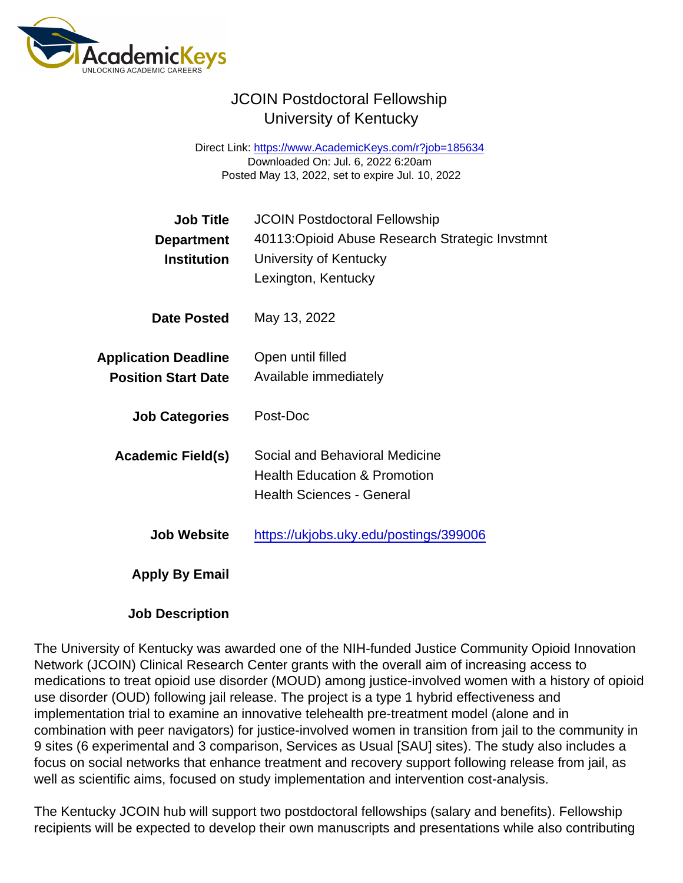# JCOIN Postdoctoral Fellowship
## University of Kentucky

Direct Link: https://www.AcademicKeys.com/r?job=185634
Downloaded On: Jul. 6, 2022 6:20am
Posted May 13, 2022, set to expire Jul. 10, 2022

| | |
|---|---|
| **Job Title** | JCOIN Postdoctoral Fellowship |
| **Department** | 40113:Opioid Abuse Research Strategic Invstmnt |
| **Institution** | University of Kentucky<br>Lexington, Kentucky |
| **Date Posted** | May 13, 2022 |
| **Application Deadline** | Open until filled |
| **Position Start Date** | Available immediately |
| **Job Categories** | Post-Doc |
| **Academic Field(s)** | Social and Behavioral Medicine<br>Health Education & Promotion<br>Health Sciences - General |
| **Job Website** | https://ukjobs.uky.edu/postings/399006 |
| **Apply By Email** | |

**Job Description**

The University of Kentucky was awarded one of the NIH-funded Justice Community Opioid Innovation Network (JCOIN) Clinical Research Center grants with the overall aim of increasing access to medications to treat opioid use disorder (MOUD) among justice-involved women with a history of opioid use disorder (OUD) following jail release. The project is a type 1 hybrid effectiveness and implementation trial to examine an innovative telehealth pre-treatment model (alone and in combination with peer navigators) for justice-involved women in transition from jail to the community in 9 sites (6 experimental and 3 comparison, Services as Usual [SAU] sites). The study also includes a focus on social networks that enhance treatment and recovery support following release from jail, as well as scientific aims, focused on study implementation and intervention cost-analysis.

The Kentucky JCOIN hub will support two postdoctoral fellowships (salary and benefits). Fellowship recipients will be expected to develop their own manuscripts and presentations while also contributing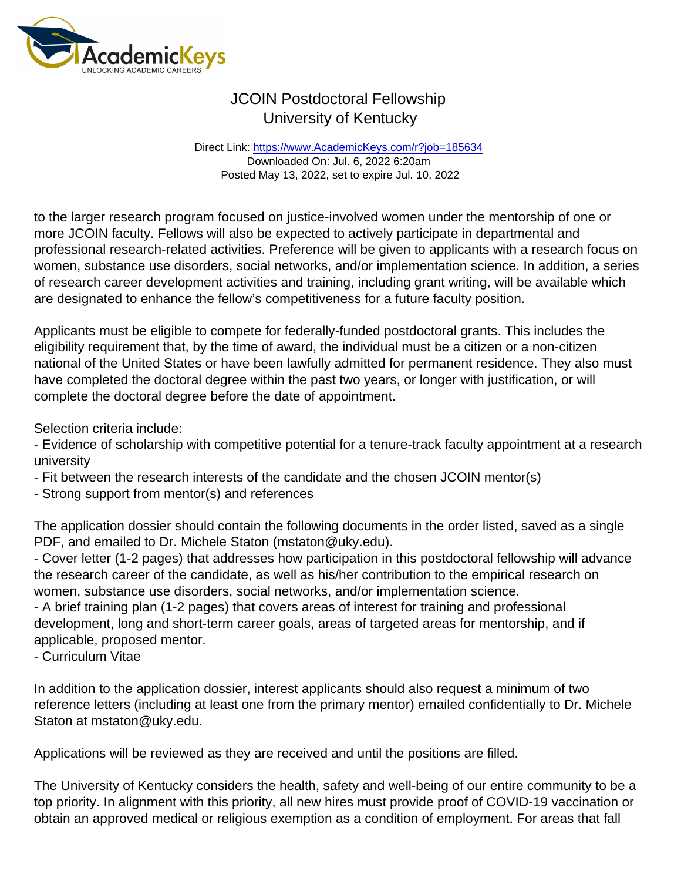to the larger research program focused on justice-involved women under the mentorship of one or more JCOIN faculty. Fellows will also be expected to actively participate in departmental and professional research-related activities. Preference will be given to applicants with a research focus on women, substance use disorders, social networks, and/or implementation science. In addition, a series of research career development activities and training, including grant writing, will be available which are designated to enhance the fellow's competitiveness for a future faculty position.

Applicants must be eligible to compete for federally-funded postdoctoral grants. This includes the eligibility requirement that, by the time of award, the individual must be a citizen or a non-citizen national of the United States or have been lawfully admitted for permanent residence. They also must have completed the doctoral degree within the past two years, or longer with justification, or will complete the doctoral degree before the date of appointment.

Selection criteria include:
- Evidence of scholarship with competitive potential for a tenure-track faculty appointment at a research university
- Fit between the research interests of the candidate and the chosen JCOIN mentor(s)
- Strong support from mentor(s) and references

The application dossier should contain the following documents in the order listed, saved as a single PDF, and emailed to Dr. Michele Staton (mstaton@uky.edu).
- Cover letter (1-2 pages) that addresses how participation in this postdoctoral fellowship will advance the research career of the candidate, as well as his/her contribution to the empirical research on women, substance use disorders, social networks, and/or implementation science.
- A brief training plan (1-2 pages) that covers areas of interest for training and professional development, long and short-term career goals, areas of targeted areas for mentorship, and if applicable, proposed mentor.
- Curriculum Vitae

In addition to the application dossier, interest applicants should also request a minimum of two reference letters (including at least one from the primary mentor) emailed confidentially to Dr. Michele Staton at mstaton@uky.edu.

Applications will be reviewed as they are received and until the positions are filled.

The University of Kentucky considers the health, safety and well-being of our entire community to be a top priority. In alignment with this priority, all new hires must provide proof of COVID-19 vaccination or obtain an approved medical or religious exemption as a condition of employment. For areas that fall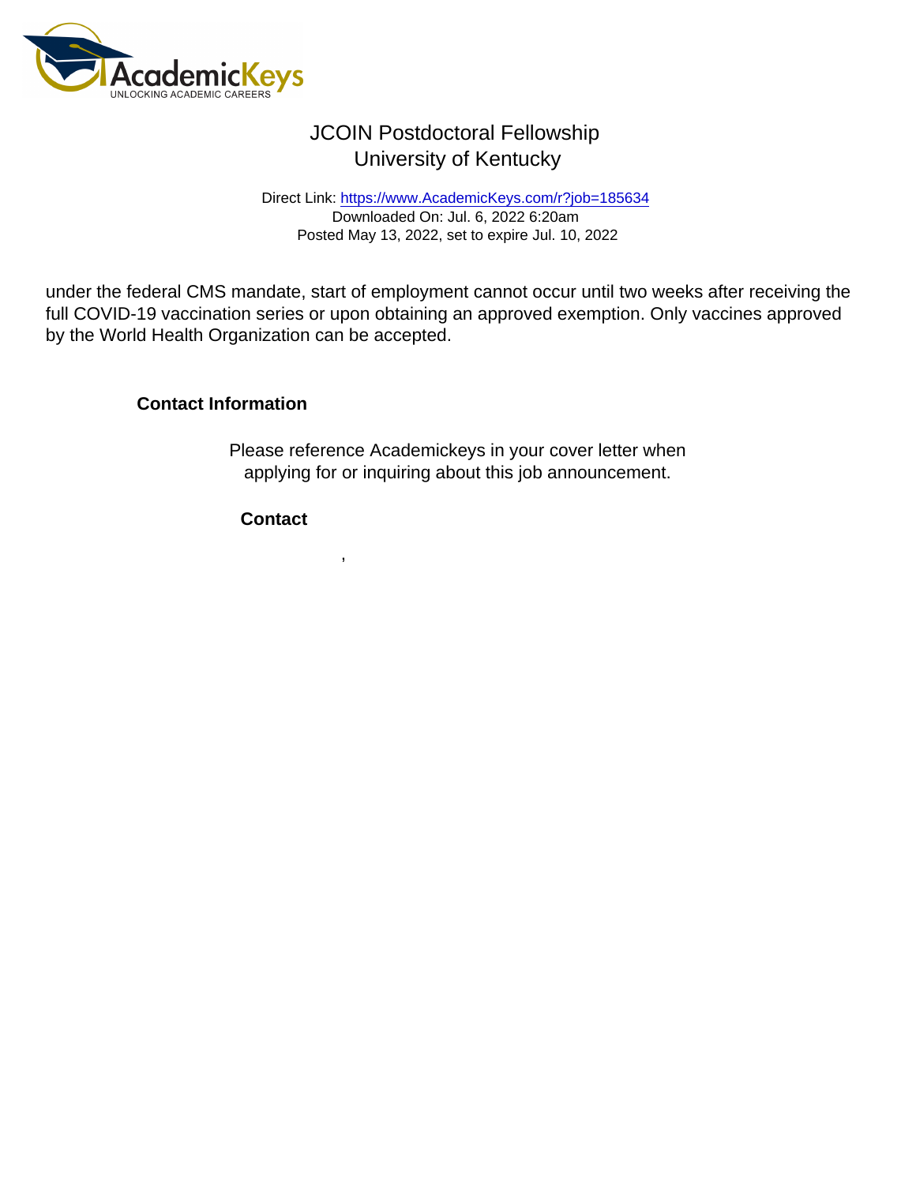# JCOIN Postdoctoral Fellowship
## University of Kentucky

Direct Link: https://www.AcademicKeys.com/r?job=185634
Downloaded On: Jul. 6, 2022 6:20am
Posted May 13, 2022, set to expire Jul. 10, 2022

under the federal CMS mandate, start of employment cannot occur until two weeks after receiving the full COVID-19 vaccination series or upon obtaining an approved exemption. Only vaccines approved by the World Health Organization can be accepted.

### Contact Information

Please reference Academickeys in your cover letter when applying for or inquiring about this job announcement.

**Contact**

,